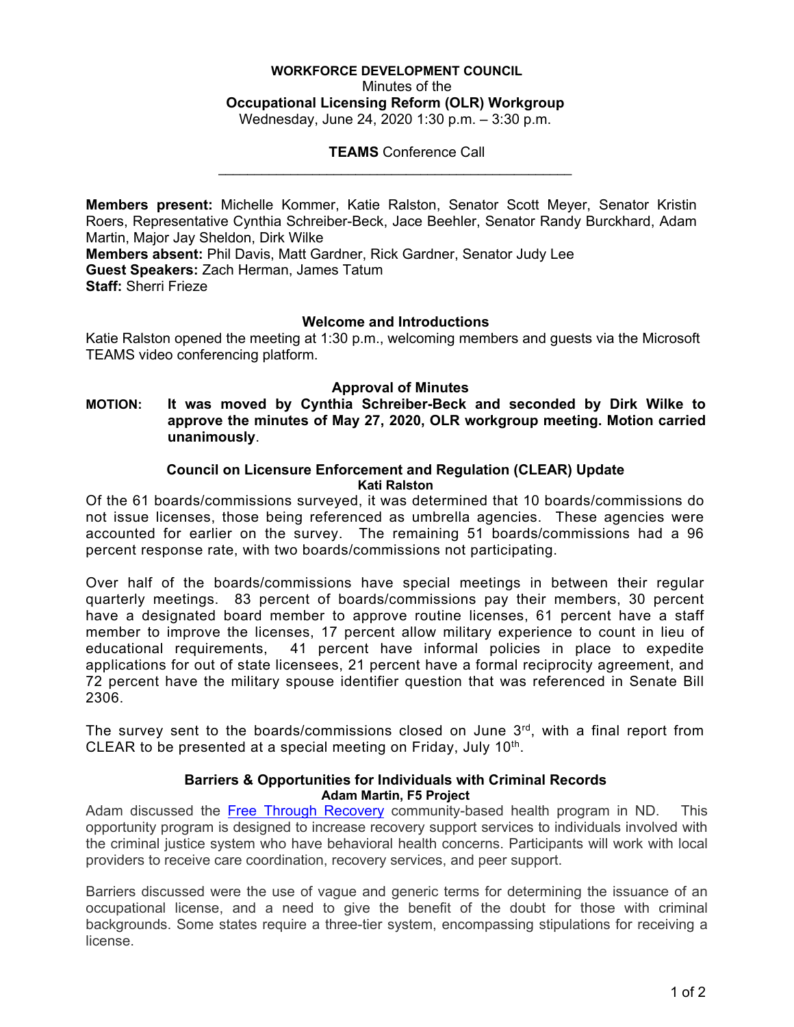**WORKFORCE DEVELOPMENT COUNCIL**
Minutes of the
**Occupational Licensing Reform (OLR) Workgroup**
Wednesday, June 24, 2020 1:30 p.m. – 3:30 p.m.

**TEAMS** Conference Call

---

**Members present:** Michelle Kommer, Katie Ralston, Senator Scott Meyer, Senator Kristin Roers, Representative Cynthia Schreiber-Beck, Jace Beehler, Senator Randy Burckhard, Adam Martin, Major Jay Sheldon, Dirk Wilke
**Members absent:** Phil Davis, Matt Gardner, Rick Gardner, Senator Judy Lee
**Guest Speakers:** Zach Herman, James Tatum
**Staff:** Sherri Frieze

### Welcome and Introductions

Katie Ralston opened the meeting at 1:30 p.m., welcoming members and guests via the Microsoft TEAMS video conferencing platform.

### Approval of Minutes

**MOTION: It was moved by Cynthia Schreiber-Beck and seconded by Dirk Wilke to approve the minutes of May 27, 2020, OLR workgroup meeting. Motion carried unanimously**.

### Council on Licensure Enforcement and Regulation (CLEAR) Update
**Kati Ralston**

Of the 61 boards/commissions surveyed, it was determined that 10 boards/commissions do not issue licenses, those being referenced as umbrella agencies. These agencies were accounted for earlier on the survey. The remaining 51 boards/commissions had a 96 percent response rate, with two boards/commissions not participating.

Over half of the boards/commissions have special meetings in between their regular quarterly meetings. 83 percent of boards/commissions pay their members, 30 percent have a designated board member to approve routine licenses, 61 percent have a staff member to improve the licenses, 17 percent allow military experience to count in lieu of educational requirements, 41 percent have informal policies in place to expedite applications for out of state licensees, 21 percent have a formal reciprocity agreement, and 72 percent have the military spouse identifier question that was referenced in Senate Bill 2306.

The survey sent to the boards/commissions closed on June 3rd, with a final report from CLEAR to be presented at a special meeting on Friday, July 10th.

### Barriers & Opportunities for Individuals with Criminal Records
**Adam Martin, F5 Project**

Adam discussed the [Free Through Recovery] community-based health program in ND. This opportunity program is designed to increase recovery support services to individuals involved with the criminal justice system who have behavioral health concerns. Participants will work with local providers to receive care coordination, recovery services, and peer support.

Barriers discussed were the use of vague and generic terms for determining the issuance of an occupational license, and a need to give the benefit of the doubt for those with criminal backgrounds. Some states require a three-tier system, encompassing stipulations for receiving a license.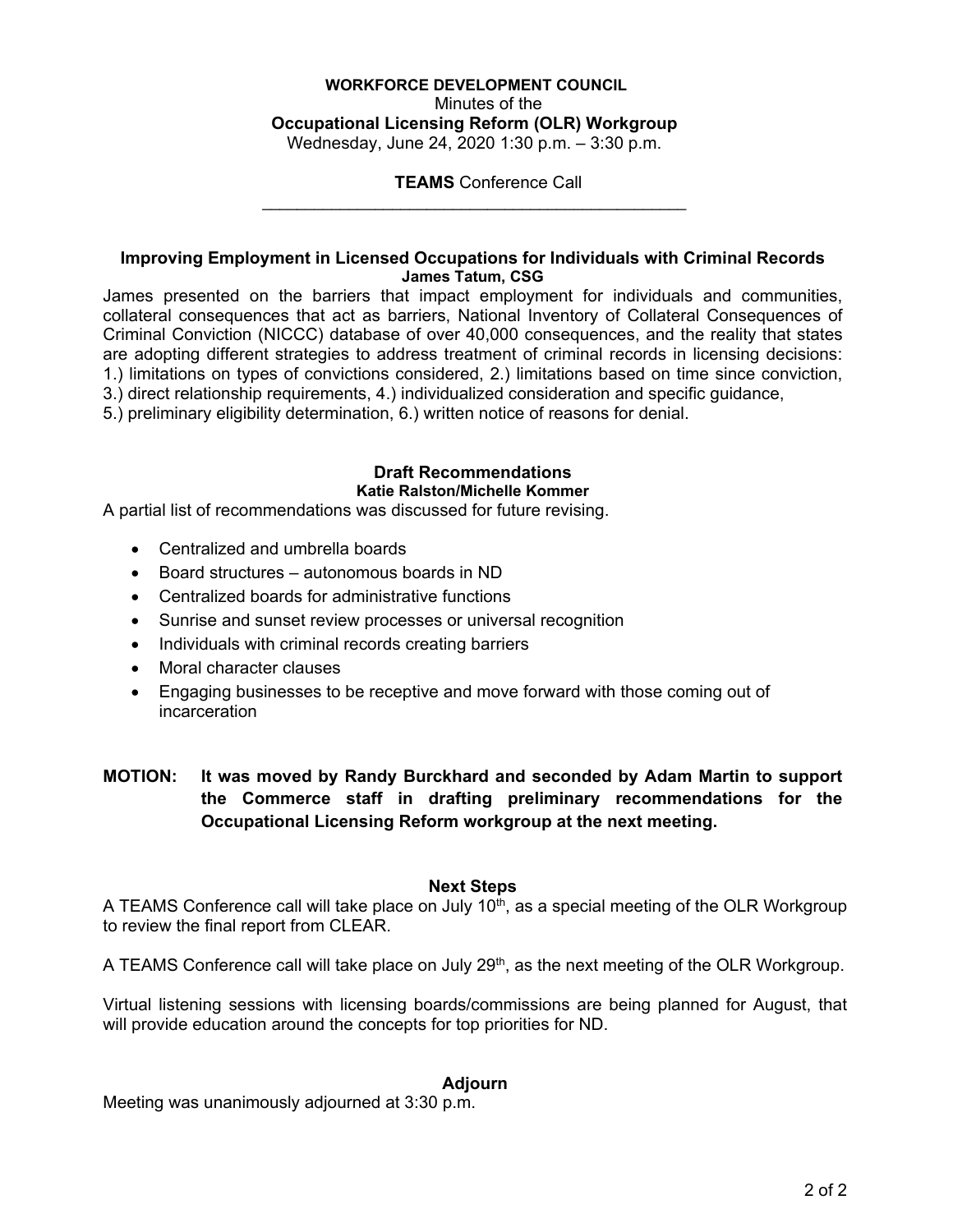**WORKFORCE DEVELOPMENT COUNCIL**
Minutes of the
**Occupational Licensing Reform (OLR) Workgroup**
Wednesday, June 24, 2020 1:30 p.m. – 3:30 p.m.

**TEAMS** Conference Call

---

### Improving Employment in Licensed Occupations for Individuals with Criminal Records
**James Tatum, CSG**

James presented on the barriers that impact employment for individuals and communities, collateral consequences that act as barriers, National Inventory of Collateral Consequences of Criminal Conviction (NICCC) database of over 40,000 consequences, and the reality that states are adopting different strategies to address treatment of criminal records in licensing decisions: 1.) limitations on types of convictions considered, 2.) limitations based on time since conviction, 3.) direct relationship requirements, 4.) individualized consideration and specific guidance, 5.) preliminary eligibility determination, 6.) written notice of reasons for denial.

### Draft Recommendations
**Katie Ralston/Michelle Kommer**

A partial list of recommendations was discussed for future revising.

- Centralized and umbrella boards
- Board structures – autonomous boards in ND
- Centralized boards for administrative functions
- Sunrise and sunset review processes or universal recognition
- Individuals with criminal records creating barriers
- Moral character clauses
- Engaging businesses to be receptive and move forward with those coming out of incarceration

**MOTION: It was moved by Randy Burckhard and seconded by Adam Martin to support the Commerce staff in drafting preliminary recommendations for the Occupational Licensing Reform workgroup at the next meeting.**

### Next Steps

A TEAMS Conference call will take place on July 10th, as a special meeting of the OLR Workgroup to review the final report from CLEAR.

A TEAMS Conference call will take place on July 29th, as the next meeting of the OLR Workgroup.

Virtual listening sessions with licensing boards/commissions are being planned for August, that will provide education around the concepts for top priorities for ND.

### Adjourn

Meeting was unanimously adjourned at 3:30 p.m.